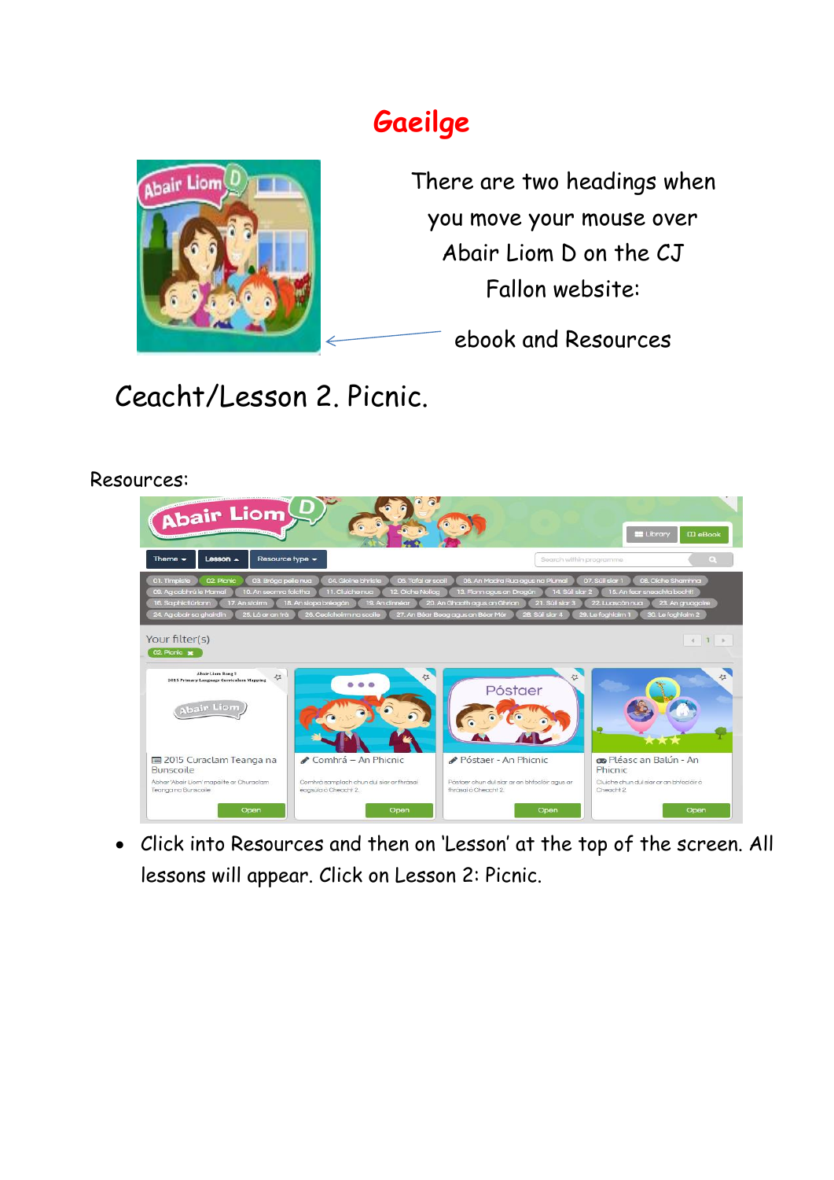# Gaeilge

There are two headings when you move your mouse over Abair Liom D on the CJ Fallon website:

ebook and Resources

## Ceacht/Lesson 2. Picnic.

Resources:

- Click into Resources and then on 'Lesson' at the top of the screen. All lessons will appear. Click on Lesson 2: Picnic.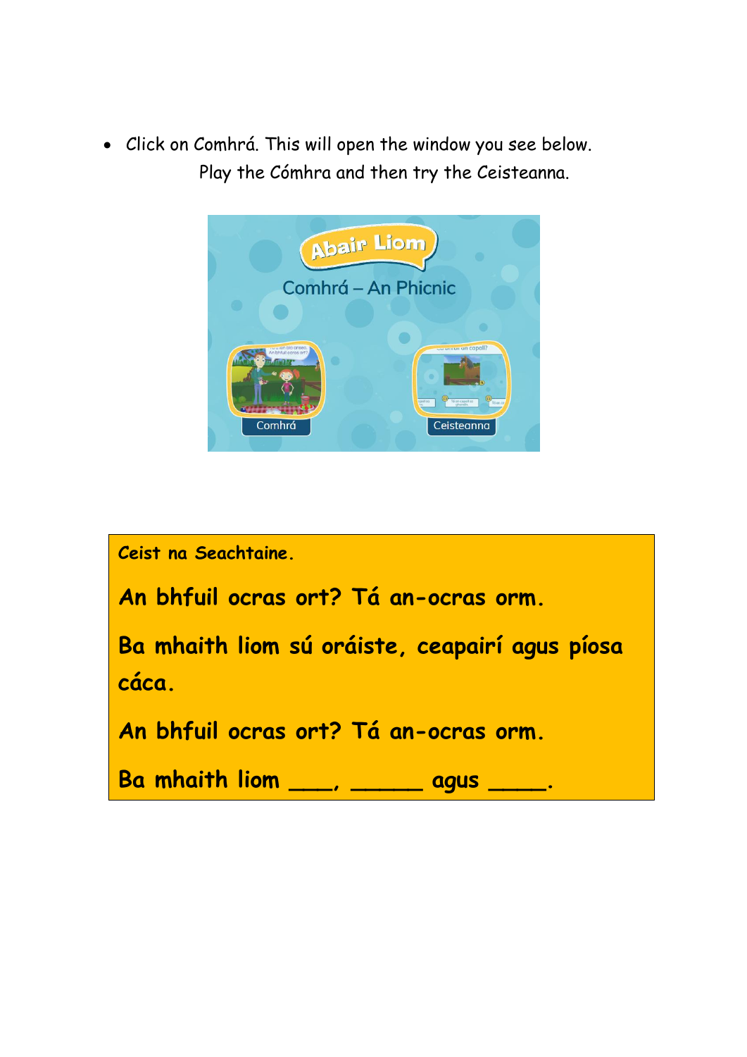- Click on Comhrá. This will open the window you see below.
  Play the Cómhra and then try the Ceisteanna.

**Ceist na Seachtaine.**

**An bhfuil ocras ort? Tá an-ocras orm.**

**Ba mhaith liom sú oráiste, ceapairí agus píosa cáca.**

**An bhfuil ocras ort? Tá an-ocras orm.**

**Ba mhaith liom ___, _____ agus ____.**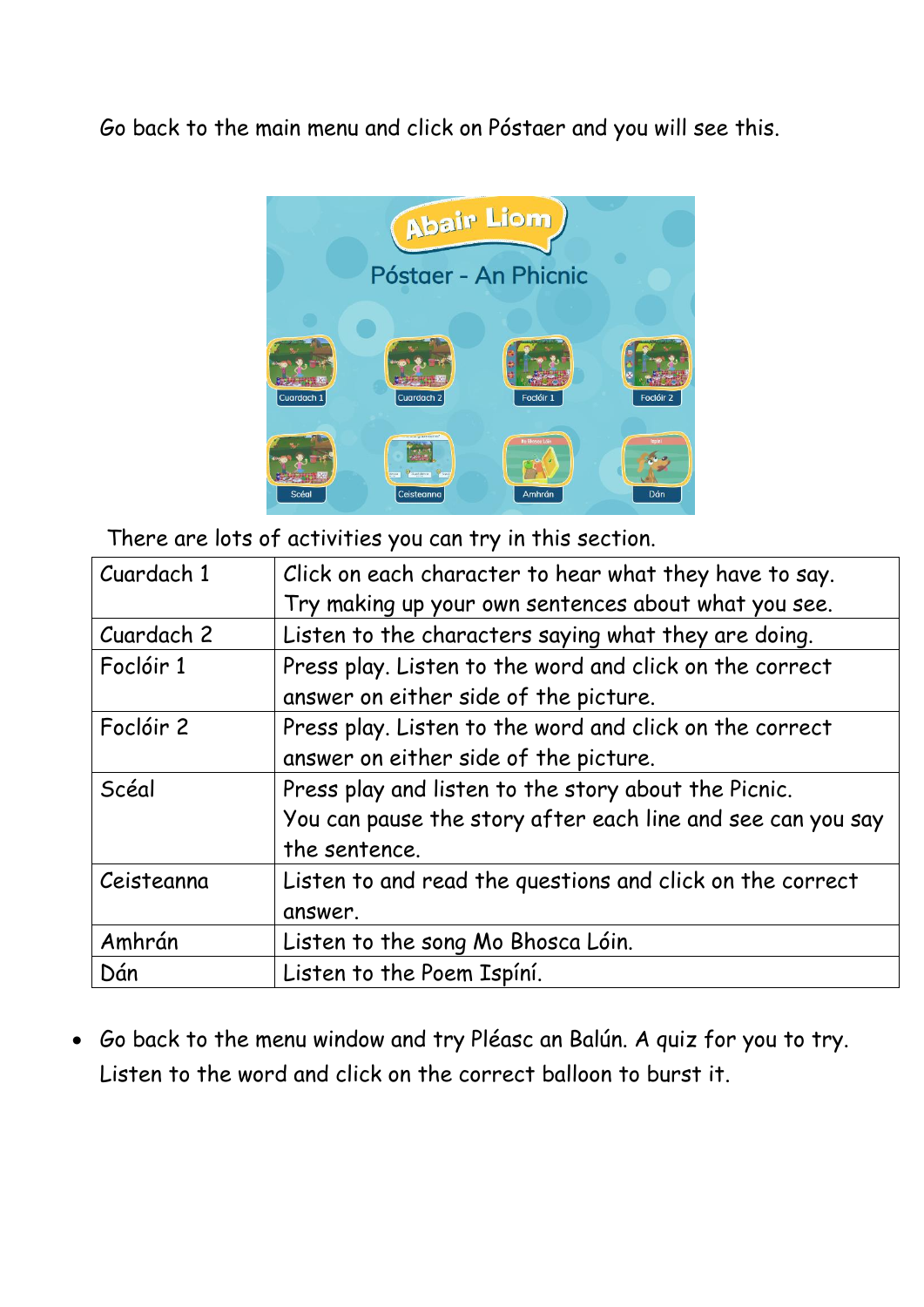Go back to the main menu and click on Póstaer and you will see this.

There are lots of activities you can try in this section.

| Cuardach 1 | Click on each character to hear what they have to say. Try making up your own sentences about what you see. |
|---|---|
| Cuardach 2 | Listen to the characters saying what they are doing. |
| Foclóir 1 | Press play. Listen to the word and click on the correct answer on either side of the picture. |
| Foclóir 2 | Press play. Listen to the word and click on the correct answer on either side of the picture. |
| Scéal | Press play and listen to the story about the Picnic. You can pause the story after each line and see can you say the sentence. |
| Ceisteanna | Listen to and read the questions and click on the correct answer. |
| Amhrán | Listen to the song Mo Bhosca Lóin. |
| Dán | Listen to the Poem Ispíní. |

- Go back to the menu window and try Pléasc an Balún. A quiz for you to try. Listen to the word and click on the correct balloon to burst it.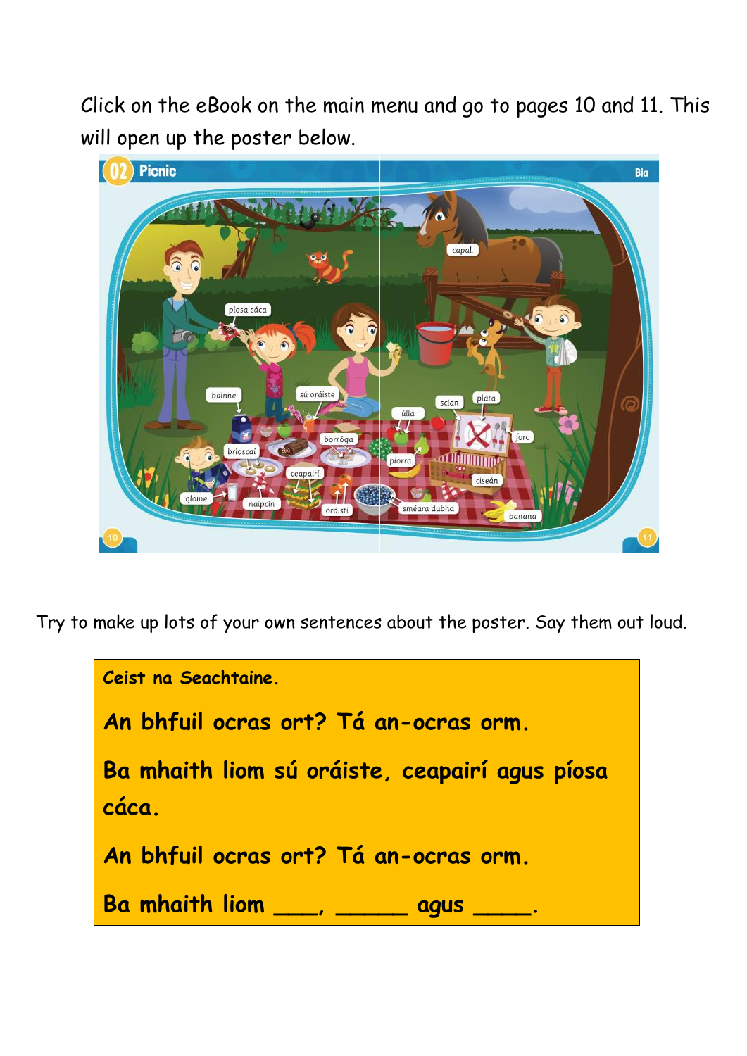Click on the eBook on the main menu and go to pages 10 and 11. This will open up the poster below.

Try to make up lots of your own sentences about the poster. Say them out loud.

**Ceist na Seachtaine.**

**An bhfuil ocras ort? Tá an-ocras orm.**

**Ba mhaith liom sú oráiste, ceapairí agus píosa cáca.**

**An bhfuil ocras ort? Tá an-ocras orm.**

**Ba mhaith liom ___, _____ agus ____.**